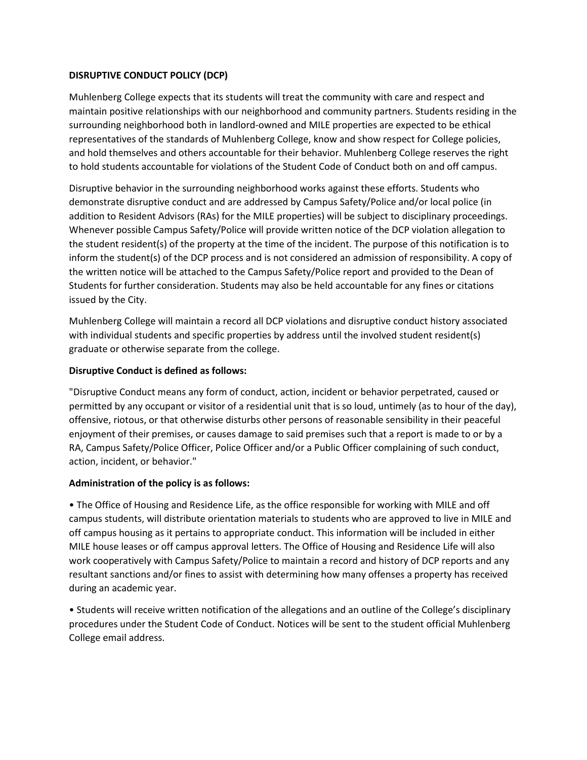**DISRUPTIVE CONDUCT POLICY (DCP)**

Muhlenberg College expects that its students will treat the community with care and respect and maintain positive relationships with our neighborhood and community partners. Students residing in the surrounding neighborhood both in landlord-owned and MILE properties are expected to be ethical representatives of the standards of Muhlenberg College, know and show respect for College policies, and hold themselves and others accountable for their behavior. Muhlenberg College reserves the right to hold students accountable for violations of the Student Code of Conduct both on and off campus.

Disruptive behavior in the surrounding neighborhood works against these efforts. Students who demonstrate disruptive conduct and are addressed by Campus Safety/Police and/or local police (in addition to Resident Advisors (RAs) for the MILE properties) will be subject to disciplinary proceedings. Whenever possible Campus Safety/Police will provide written notice of the DCP violation allegation to the student resident(s) of the property at the time of the incident. The purpose of this notification is to inform the student(s) of the DCP process and is not considered an admission of responsibility. A copy of the written notice will be attached to the Campus Safety/Police report and provided to the Dean of Students for further consideration. Students may also be held accountable for any fines or citations issued by the City.

Muhlenberg College will maintain a record all DCP violations and disruptive conduct history associated with individual students and specific properties by address until the involved student resident(s) graduate or otherwise separate from the college.

**Disruptive Conduct is defined as follows:**

"Disruptive Conduct means any form of conduct, action, incident or behavior perpetrated, caused or permitted by any occupant or visitor of a residential unit that is so loud, untimely (as to hour of the day), offensive, riotous, or that otherwise disturbs other persons of reasonable sensibility in their peaceful enjoyment of their premises, or causes damage to said premises such that a report is made to or by a RA, Campus Safety/Police Officer, Police Officer and/or a Public Officer complaining of such conduct, action, incident, or behavior."

**Administration of the policy is as follows:**

- The Office of Housing and Residence Life, as the office responsible for working with MILE and off campus students, will distribute orientation materials to students who are approved to live in MILE and off campus housing as it pertains to appropriate conduct. This information will be included in either MILE house leases or off campus approval letters. The Office of Housing and Residence Life will also work cooperatively with Campus Safety/Police to maintain a record and history of DCP reports and any resultant sanctions and/or fines to assist with determining how many offenses a property has received during an academic year.

- Students will receive written notification of the allegations and an outline of the College's disciplinary procedures under the Student Code of Conduct. Notices will be sent to the student official Muhlenberg College email address.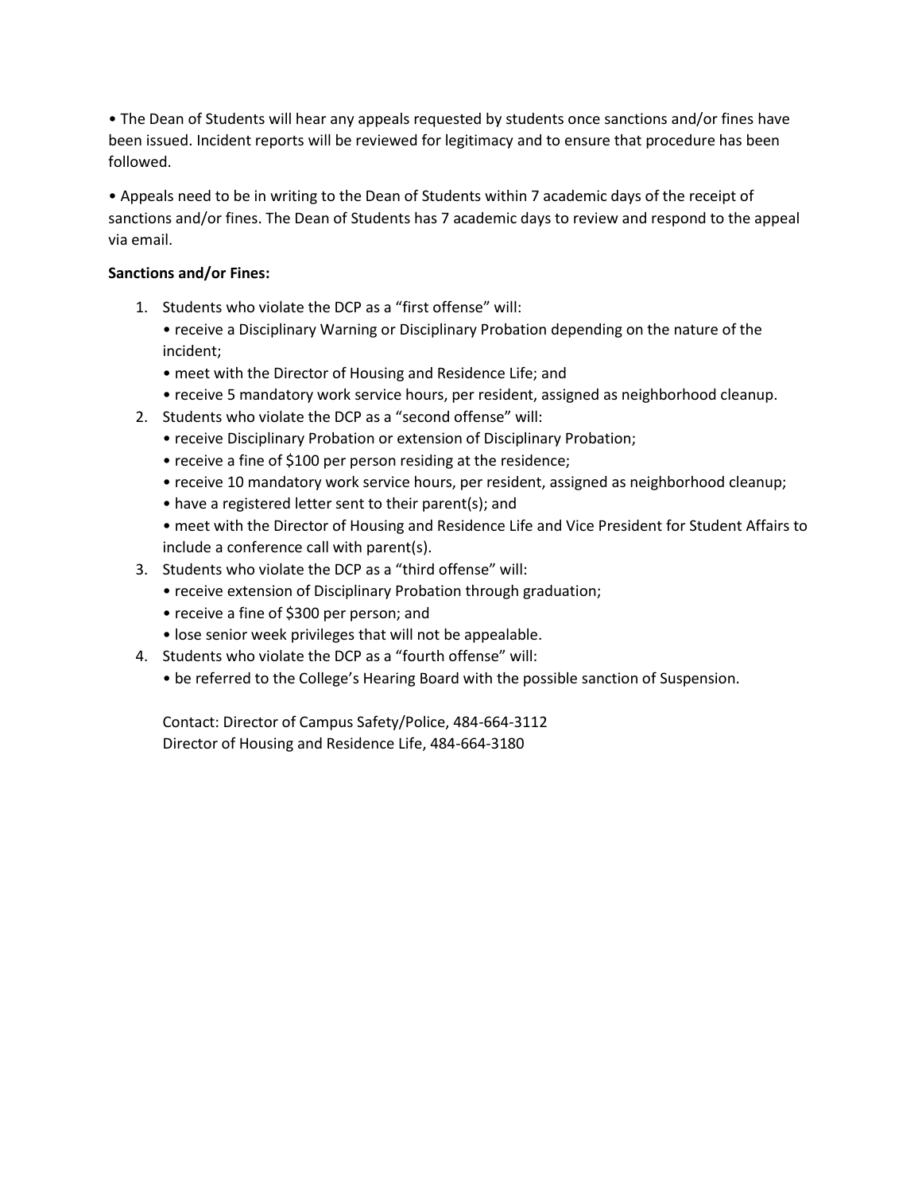• The Dean of Students will hear any appeals requested by students once sanctions and/or fines have been issued. Incident reports will be reviewed for legitimacy and to ensure that procedure has been followed.

• Appeals need to be in writing to the Dean of Students within 7 academic days of the receipt of sanctions and/or fines. The Dean of Students has 7 academic days to review and respond to the appeal via email.

**Sanctions and/or Fines:**

1. Students who violate the DCP as a "first offense" will:
   • receive a Disciplinary Warning or Disciplinary Probation depending on the nature of the incident;
   • meet with the Director of Housing and Residence Life; and
   • receive 5 mandatory work service hours, per resident, assigned as neighborhood cleanup.
2. Students who violate the DCP as a "second offense" will:
   • receive Disciplinary Probation or extension of Disciplinary Probation;
   • receive a fine of $100 per person residing at the residence;
   • receive 10 mandatory work service hours, per resident, assigned as neighborhood cleanup;
   • have a registered letter sent to their parent(s); and
   • meet with the Director of Housing and Residence Life and Vice President for Student Affairs to include a conference call with parent(s).
3. Students who violate the DCP as a "third offense" will:
   • receive extension of Disciplinary Probation through graduation;
   • receive a fine of $300 per person; and
   • lose senior week privileges that will not be appealable.
4. Students who violate the DCP as a "fourth offense" will:
   • be referred to the College's Hearing Board with the possible sanction of Suspension.

   Contact: Director of Campus Safety/Police, 484-664-3112
   Director of Housing and Residence Life, 484-664-3180